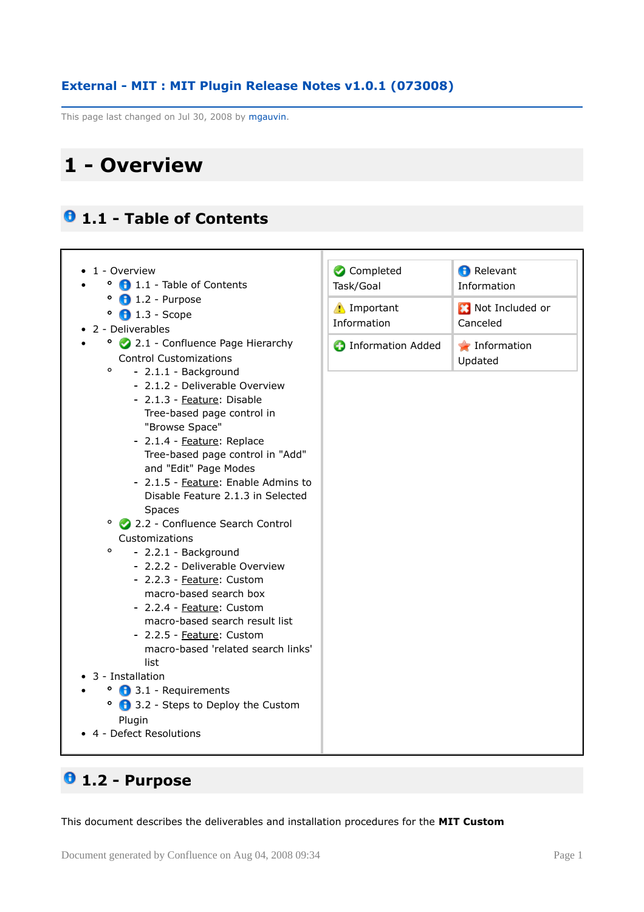## External - MIT : MIT Plugin Release Notes v1.0.1 (073008)

This page last changed on Jul 30, 2008 by mgauvin.

# 1 - Overview

## 1.1 - Table of Contents

- 1 - Overview
  - 1.1 - Table of Contents
  - 1.2 - Purpose
  - 1.3 - Scope
- 2 - Deliverables
  - 2.1 - Confluence Page Hierarchy Control Customizations
    - 2.1.1 - Background
    - 2.1.2 - Deliverable Overview
    - 2.1.3 - Feature: Disable Tree-based page control in "Browse Space"
    - 2.1.4 - Feature: Replace Tree-based page control in "Add" and "Edit" Page Modes
    - 2.1.5 - Feature: Enable Admins to Disable Feature 2.1.3 in Selected Spaces
  - 2.2 - Confluence Search Control Customizations
    - 2.2.1 - Background
    - 2.2.2 - Deliverable Overview
    - 2.2.3 - Feature: Custom macro-based search box
    - 2.2.4 - Feature: Custom macro-based search result list
    - 2.2.5 - Feature: Custom macro-based 'related search links' list
- 3 - Installation
  - 3.1 - Requirements
  - 3.2 - Steps to Deploy the Custom Plugin
- 4 - Defect Resolutions

| | |
|---|---|
| Completed Task/Goal | Relevant Information |
| Important Information | Not Included or Canceled |
| Information Added | Information Updated |

## 1.2 - Purpose

This document describes the deliverables and installation procedures for the **MIT Custom**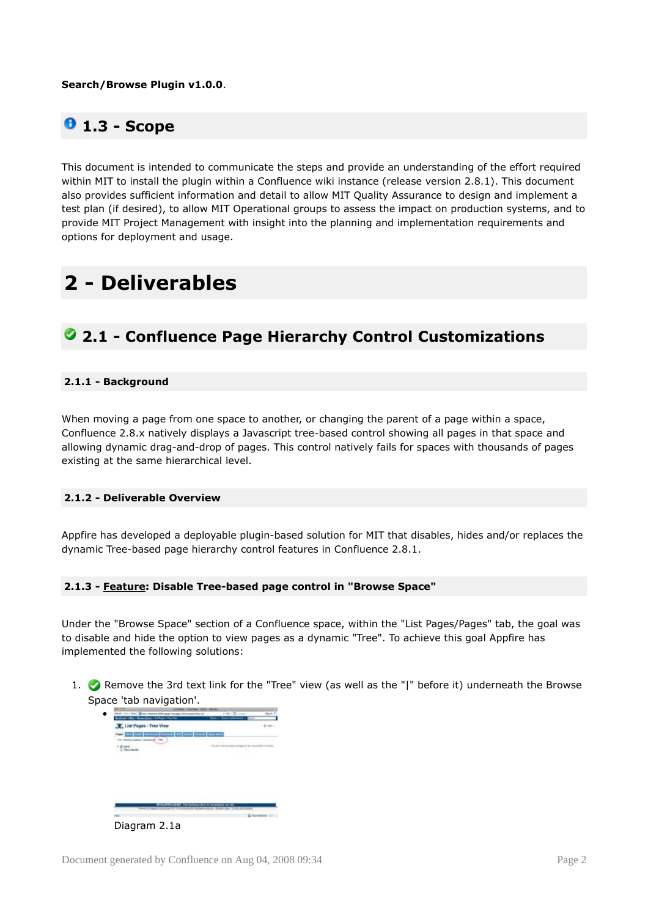**Search/Browse Plugin v1.0.0**.

## 1.3 - Scope

This document is intended to communicate the steps and provide an understanding of the effort required within MIT to install the plugin within a Confluence wiki instance (release version 2.8.1). This document also provides sufficient information and detail to allow MIT Quality Assurance to design and implement a test plan (if desired), to allow MIT Operational groups to assess the impact on production systems, and to provide MIT Project Management with insight into the planning and implementation requirements and options for deployment and usage.

# 2 - Deliverables

## 2.1 - Confluence Page Hierarchy Control Customizations

### 2.1.1 - Background

When moving a page from one space to another, or changing the parent of a page within a space, Confluence 2.8.x natively displays a Javascript tree-based control showing all pages in that space and allowing dynamic drag-and-drop of pages. This control natively fails for spaces with thousands of pages existing at the same hierarchical level.

### 2.1.2 - Deliverable Overview

Appfire has developed a deployable plugin-based solution for MIT that disables, hides and/or replaces the dynamic Tree-based page hierarchy control features in Confluence 2.8.1.

### 2.1.3 - Feature: Disable Tree-based page control in "Browse Space"

Under the "Browse Space" section of a Confluence space, within the "List Pages/Pages" tab, the goal was to disable and hide the option to view pages as a dynamic "Tree". To achieve this goal Appfire has implemented the following solutions:

1. Remove the 3rd text link for the "Tree" view (as well as the "|" before it) underneath the Browse Space 'tab navigation'.
   - Diagram 2.1a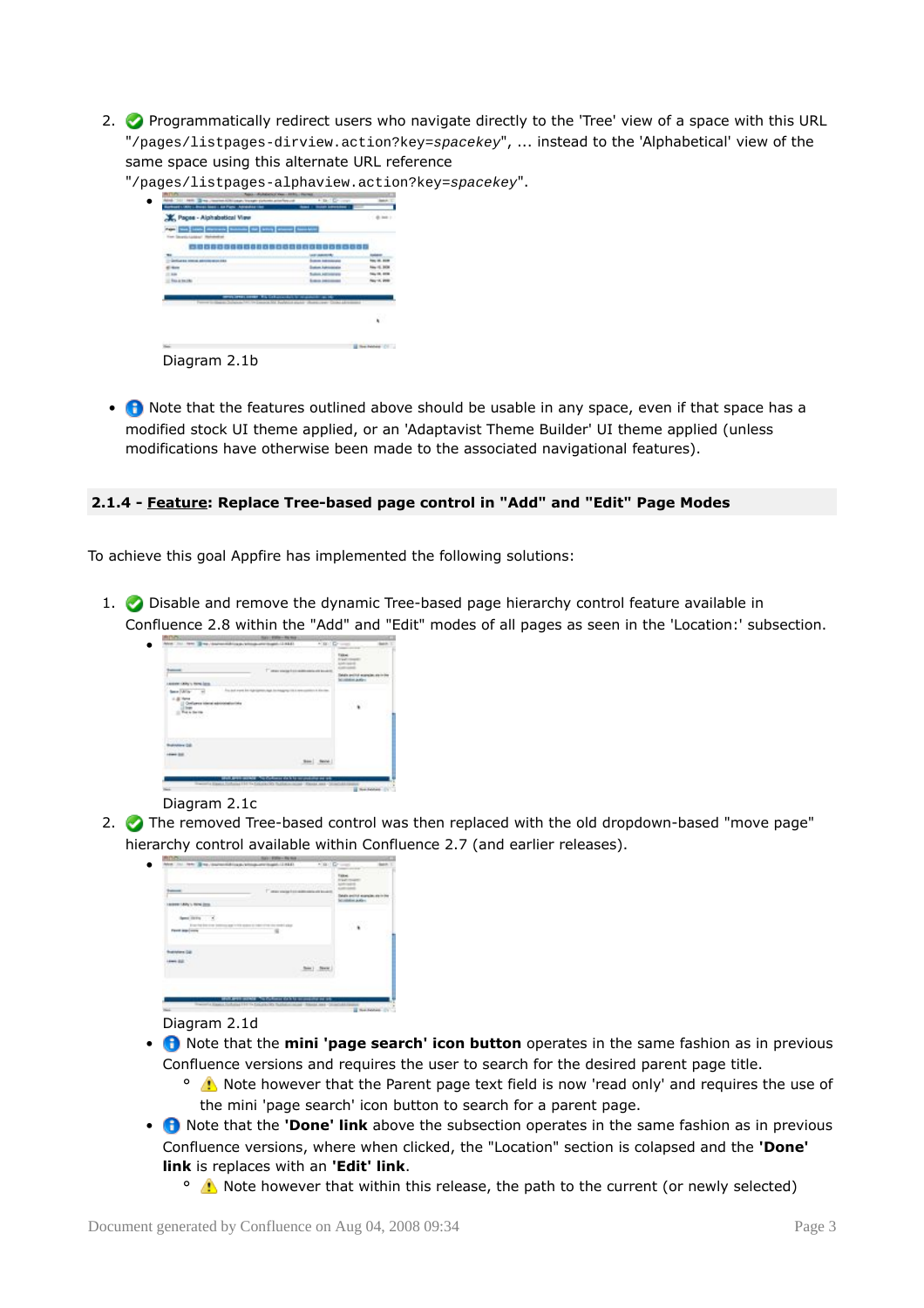2. Programmatically redirect users who navigate directly to the 'Tree' view of a space with this URL "/pages/listpages-dirview.action?key=*spacekey*", ... instead to the 'Alphabetical' view of the same space using this alternate URL reference "/pages/listpages-alphaview.action?key=*spacekey*".
    - Diagram 2.1b

- Note that the features outlined above should be usable in any space, even if that space has a modified stock UI theme applied, or an 'Adaptavist Theme Builder' UI theme applied (unless modifications have otherwise been made to the associated navigational features).

### 2.1.4 - Feature: Replace Tree-based page control in "Add" and "Edit" Page Modes

To achieve this goal Appfire has implemented the following solutions:

1. Disable and remove the dynamic Tree-based page hierarchy control feature available in Confluence 2.8 within the "Add" and "Edit" modes of all pages as seen in the 'Location:' subsection.
    - Diagram 2.1c
2. The removed Tree-based control was then replaced with the old dropdown-based "move page" hierarchy control available within Confluence 2.7 (and earlier releases).
    - Diagram 2.1d
    - Note that the **mini 'page search' icon button** operates in the same fashion as in previous Confluence versions and requires the user to search for the desired parent page title.
        - Note however that the Parent page text field is now 'read only' and requires the use of the mini 'page search' icon button to search for a parent page.
    - Note that the **'Done' link** above the subsection operates in the same fashion as in previous Confluence versions, where when clicked, the "Location" section is colapsed and the **'Done' link** is replaces with an **'Edit' link**.
        - Note however that within this release, the path to the current (or newly selected)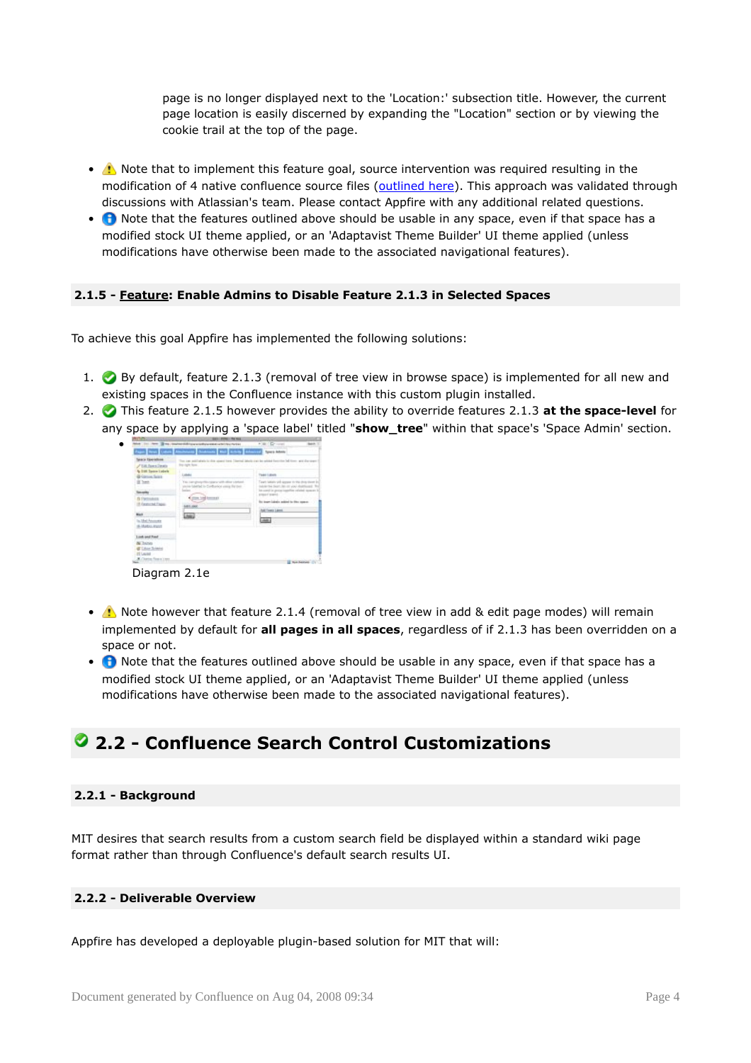page is no longer displayed next to the 'Location:' subsection title. However, the current page location is easily discerned by expanding the "Location" section or by viewing the cookie trail at the top of the page.

- ⚠️ Note that to implement this feature goal, source intervention was required resulting in the modification of 4 native confluence source files ([outlined here](#)). This approach was validated through discussions with Atlassian's team. Please contact Appfire with any additional related questions.
- ℹ️ Note that the features outlined above should be usable in any space, even if that space has a modified stock UI theme applied, or an 'Adaptavist Theme Builder' UI theme applied (unless modifications have otherwise been made to the associated navigational features).

#### 2.1.5 - Feature: Enable Admins to Disable Feature 2.1.3 in Selected Spaces

To achieve this goal Appfire has implemented the following solutions:

1. ✅ By default, feature 2.1.3 (removal of tree view in browse space) is implemented for all new and existing spaces in the Confluence instance with this custom plugin installed.
2. ✅ This feature 2.1.5 however provides the ability to override features 2.1.3 **at the space-level** for any space by applying a 'space label' titled "**show_tree**" within that space's 'Space Admin' section.
    - 

Diagram 2.1e

- ⚠️ Note however that feature 2.1.4 (removal of tree view in add & edit page modes) will remain implemented by default for **all pages in all spaces**, regardless of if 2.1.3 has been overridden on a space or not.
- ℹ️ Note that the features outlined above should be usable in any space, even if that space has a modified stock UI theme applied, or an 'Adaptavist Theme Builder' UI theme applied (unless modifications have otherwise been made to the associated navigational features).

## ✅ 2.2 - Confluence Search Control Customizations

#### 2.2.1 - Background

MIT desires that search results from a custom search field be displayed within a standard wiki page format rather than through Confluence's default search results UI.

#### 2.2.2 - Deliverable Overview

Appfire has developed a deployable plugin-based solution for MIT that will: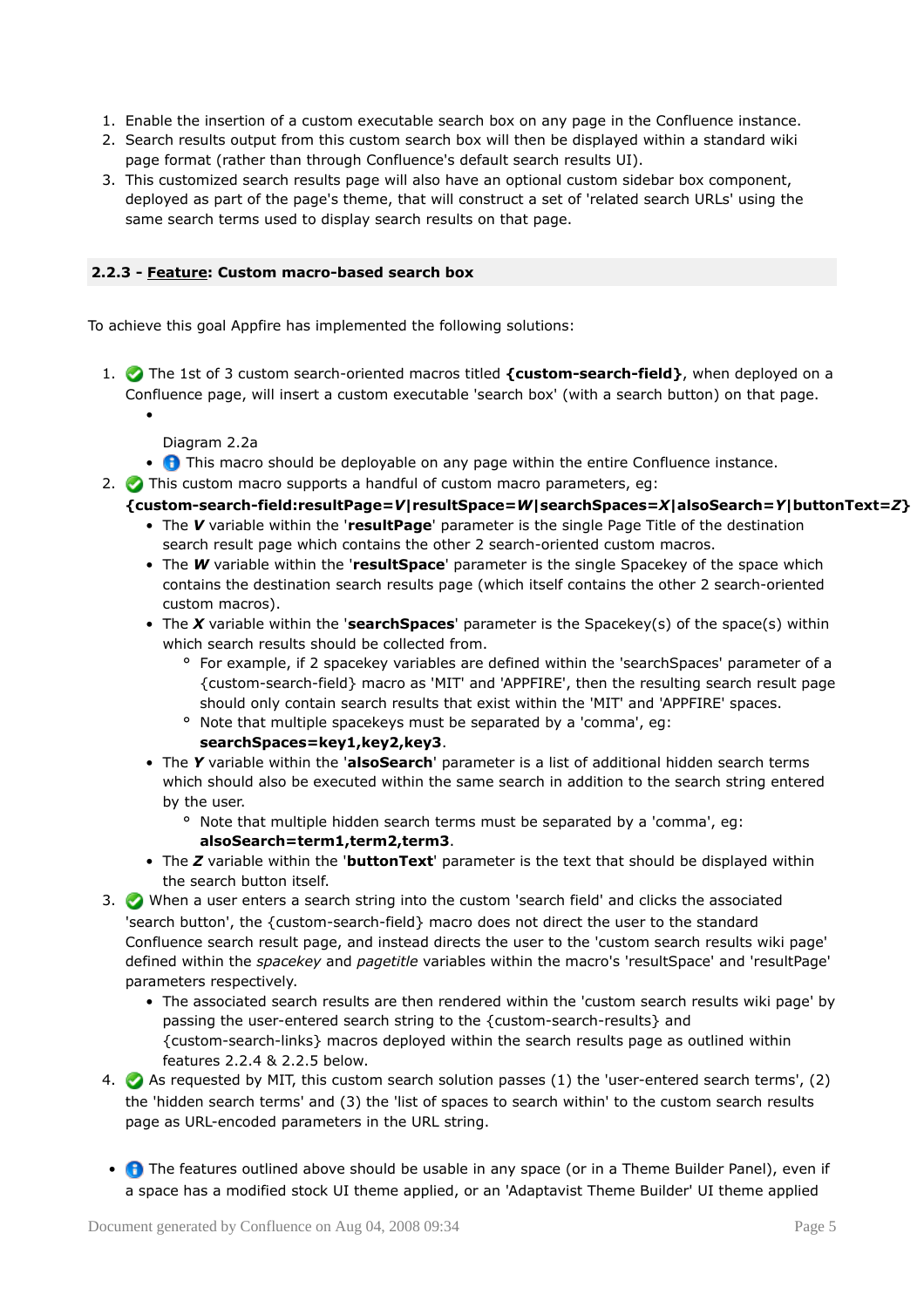1. Enable the insertion of a custom executable search box on any page in the Confluence instance.
2. Search results output from this custom search box will then be displayed within a standard wiki page format (rather than through Confluence's default search results UI).
3. This customized search results page will also have an optional custom sidebar box component, deployed as part of the page's theme, that will construct a set of 'related search URLs' using the same search terms used to display search results on that page.

### 2.2.3 - Feature: Custom macro-based search box

To achieve this goal Appfire has implemented the following solutions:

1. The 1st of 3 custom search-oriented macros titled **{custom-search-field}**, when deployed on a Confluence page, will insert a custom executable 'search box' (with a search button) on that page.
    - Diagram 2.2a
    - This macro should be deployable on any page within the entire Confluence instance.
2. This custom macro supports a handful of custom macro parameters, eg: **{custom-search-field:resultPage=*V*|resultSpace=*W*|searchSpaces=*X*|alsoSearch=*Y*|buttonText=*Z*}**
    - The ***V*** variable within the '**resultPage**' parameter is the single Page Title of the destination search result page which contains the other 2 search-oriented custom macros.
    - The ***W*** variable within the '**resultSpace**' parameter is the single Spacekey of the space which contains the destination search results page (which itself contains the other 2 search-oriented custom macros).
    - The ***X*** variable within the '**searchSpaces**' parameter is the Spacekey(s) of the space(s) within which search results should be collected from.
        - For example, if 2 spacekey variables are defined within the 'searchSpaces' parameter of a {custom-search-field} macro as 'MIT' and 'APPFIRE', then the resulting search result page should only contain search results that exist within the 'MIT' and 'APPFIRE' spaces.
        - Note that multiple spacekeys must be separated by a 'comma', eg: **searchSpaces=key1,key2,key3**.
    - The ***Y*** variable within the '**alsoSearch**' parameter is a list of additional hidden search terms which should also be executed within the same search in addition to the search string entered by the user.
        - Note that multiple hidden search terms must be separated by a 'comma', eg: **alsoSearch=term1,term2,term3**.
    - The ***Z*** variable within the '**buttonText**' parameter is the text that should be displayed within the search button itself.
3. When a user enters a search string into the custom 'search field' and clicks the associated 'search button', the {custom-search-field} macro does not direct the user to the standard Confluence search result page, and instead directs the user to the 'custom search results wiki page' defined within the *spacekey* and *pagetitle* variables within the macro's 'resultSpace' and 'resultPage' parameters respectively.
    - The associated search results are then rendered within the 'custom search results wiki page' by passing the user-entered search string to the {custom-search-results} and {custom-search-links} macros deployed within the search results page as outlined within features 2.2.4 & 2.2.5 below.
4. As requested by MIT, this custom search solution passes (1) the 'user-entered search terms', (2) the 'hidden search terms' and (3) the 'list of spaces to search within' to the custom search results page as URL-encoded parameters in the URL string.

- The features outlined above should be usable in any space (or in a Theme Builder Panel), even if a space has a modified stock UI theme applied, or an 'Adaptavist Theme Builder' UI theme applied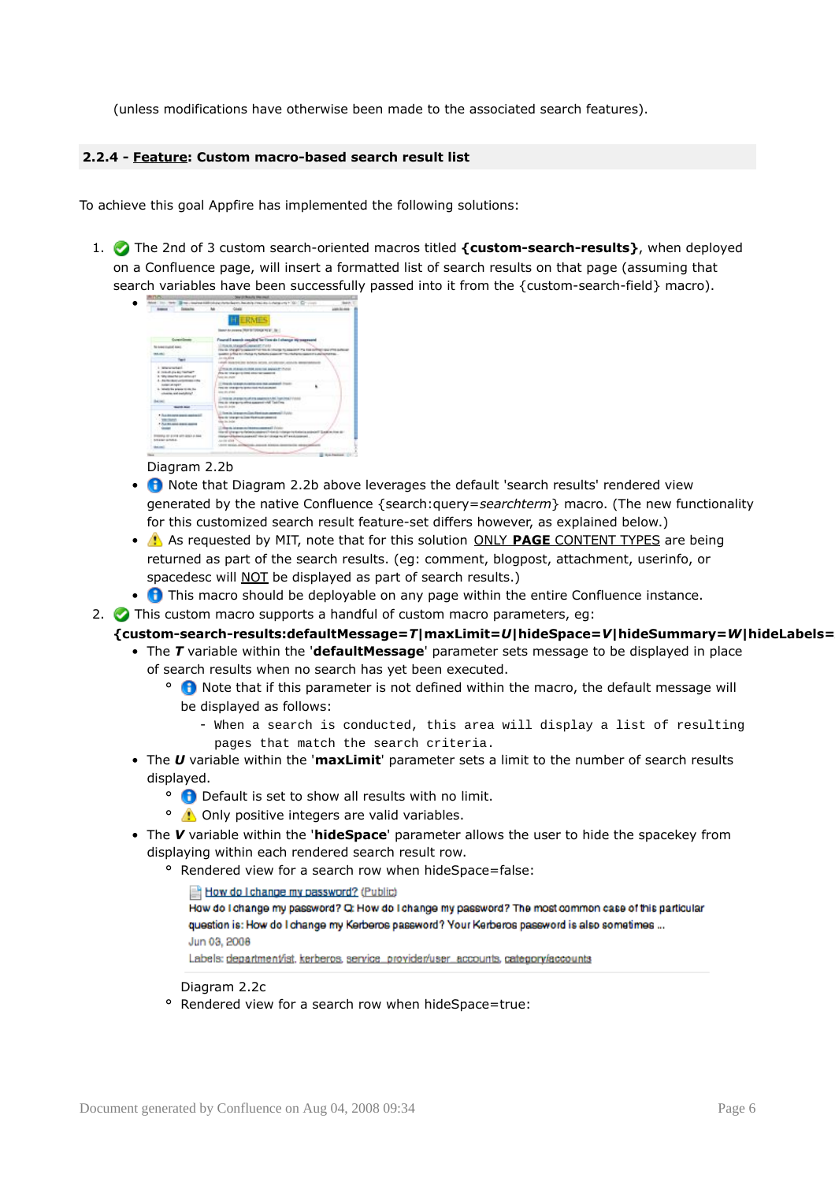(unless modifications have otherwise been made to the associated search features).

### 2.2.4 - Feature: Custom macro-based search result list

To achieve this goal Appfire has implemented the following solutions:

1. ✅ The 2nd of 3 custom search-oriented macros titled **{custom-search-results}**, when deployed on a Confluence page, will insert a formatted list of search results on that page (assuming that search variables have been successfully passed into it from the {custom-search-field} macro).
   - Diagram 2.2b
   - ℹ️ Note that Diagram 2.2b above leverages the default 'search results' rendered view generated by the native Confluence {search:query=*searchterm*} macro. (The new functionality for this customized search result feature-set differs however, as explained below.)
   - ⚠️ As requested by MIT, note that for this solution ONLY **PAGE** CONTENT TYPES are being returned as part of the search results. (eg: comment, blogpost, attachment, userinfo, or spacedesc will NOT be displayed as part of search results.)
   - ℹ️ This macro should be deployable on any page within the entire Confluence instance.
2. ✅ This custom macro supports a handful of custom macro parameters, eg:
   **{custom-search-results:defaultMessage=*T*|maxLimit=*U*|hideSpace=*V*|hideSummary=*W*|hideLabels=**
   - The ***T*** variable within the '**defaultMessage**' parameter sets message to be displayed in place of search results when no search has yet been executed.
     - ℹ️ Note that if this parameter is not defined within the macro, the default message will be displayed as follows:
       ```
       - When a search is conducted, this area will display a list of resulting
         pages that match the search criteria.
       ```
   - The ***U*** variable within the '**maxLimit**' parameter sets a limit to the number of search results displayed.
     - ℹ️ Default is set to show all results with no limit.
     - ⚠️ Only positive integers are valid variables.
   - The ***V*** variable within the '**hideSpace**' parameter allows the user to hide the spacekey from displaying within each rendered search result row.
     - Rendered view for a search row when hideSpace=false:

       How do I change my password? (Public)
       How do I change my password? Q: How do I change my password? The most common case of this particular question is: How do I change my Kerberos password? Your Kerberos password is also sometimes ...
       Jun 03, 2008
       Labels: departmentlist, kerberos, service_provider/user_accounts, category/accounts

       Diagram 2.2c
     - Rendered view for a search row when hideSpace=true: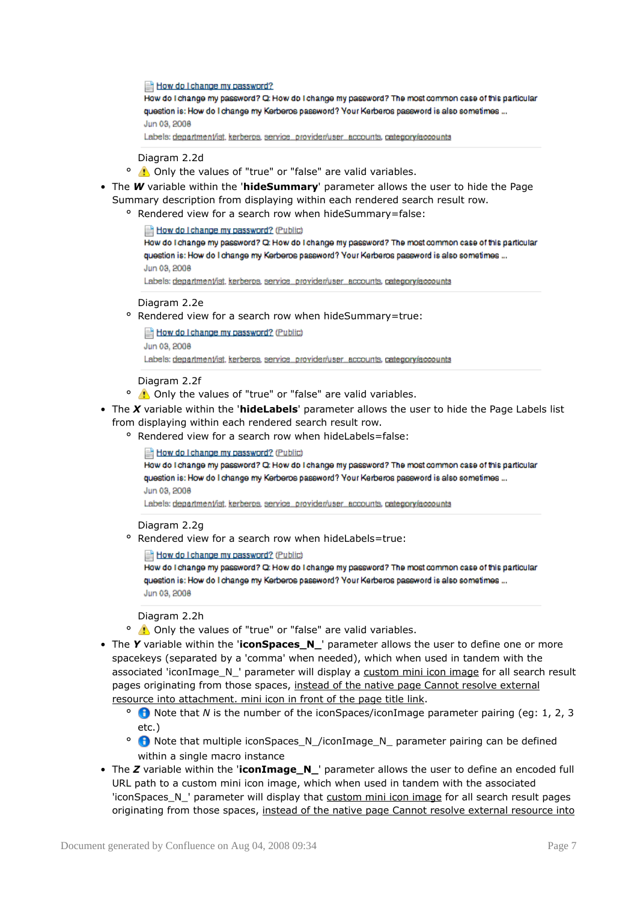How do I change my password?
How do I change my password? Q: How do I change my password? The most common case of this particular question is: How do I change my Kerberos password? Your Kerberos password is also sometimes ...
Jun 03, 2008
Labels: departmentlist, kerberos, service_provider/user_accounts, category/accounts

Diagram 2.2d

- ⚠ Only the values of "true" or "false" are valid variables.

- The ***W*** variable within the '**hideSummary**' parameter allows the user to hide the Page Summary description from displaying within each rendered search result row.
  - Rendered view for a search row when hideSummary=false:

    How do I change my password? (Public)
    How do I change my password? Q: How do I change my password? The most common case of this particular question is: How do I change my Kerberos password? Your Kerberos password is also sometimes ...
    Jun 03, 2008
    Labels: departmentlist, kerberos, service_provider/user_accounts, category/accounts

    Diagram 2.2e
  - Rendered view for a search row when hideSummary=true:

    How do I change my password? (Public)
    Jun 03, 2008
    Labels: departmentlist, kerberos, service_provider/user_accounts, category/accounts

    Diagram 2.2f
  - ⚠ Only the values of "true" or "false" are valid variables.
- The ***X*** variable within the '**hideLabels**' parameter allows the user to hide the Page Labels list from displaying within each rendered search result row.
  - Rendered view for a search row when hideLabels=false:

    How do I change my password? (Public)
    How do I change my password? Q: How do I change my password? The most common case of this particular question is: How do I change my Kerberos password? Your Kerberos password is also sometimes ...
    Jun 03, 2008
    Labels: departmentlist, kerberos, service_provider/user_accounts, category/accounts

    Diagram 2.2g
  - Rendered view for a search row when hideLabels=true:

    How do I change my password? (Public)
    How do I change my password? Q: How do I change my password? The most common case of this particular question is: How do I change my Kerberos password? Your Kerberos password is also sometimes ...
    Jun 03, 2008

    Diagram 2.2h
  - ⚠ Only the values of "true" or "false" are valid variables.
- The ***Y*** variable within the '**iconSpaces_N_**' parameter allows the user to define one or more spacekeys (separated by a 'comma' when needed), which when used in tandem with the associated 'iconImage_N_' parameter will display a custom mini icon image for all search result pages originating from those spaces, instead of the native page Cannot resolve external resource into attachment. mini icon in front of the page title link.
  - ℹ Note that *N* is the number of the iconSpaces/iconImage parameter pairing (eg: 1, 2, 3 etc.)
  - ℹ Note that multiple iconSpaces_N_/iconImage_N_ parameter pairing can be defined within a single macro instance
- The ***Z*** variable within the '**iconImage_N_**' parameter allows the user to define an encoded full URL path to a custom mini icon image, which when used in tandem with the associated 'iconSpaces_N_' parameter will display that custom mini icon image for all search result pages originating from those spaces, instead of the native page Cannot resolve external resource into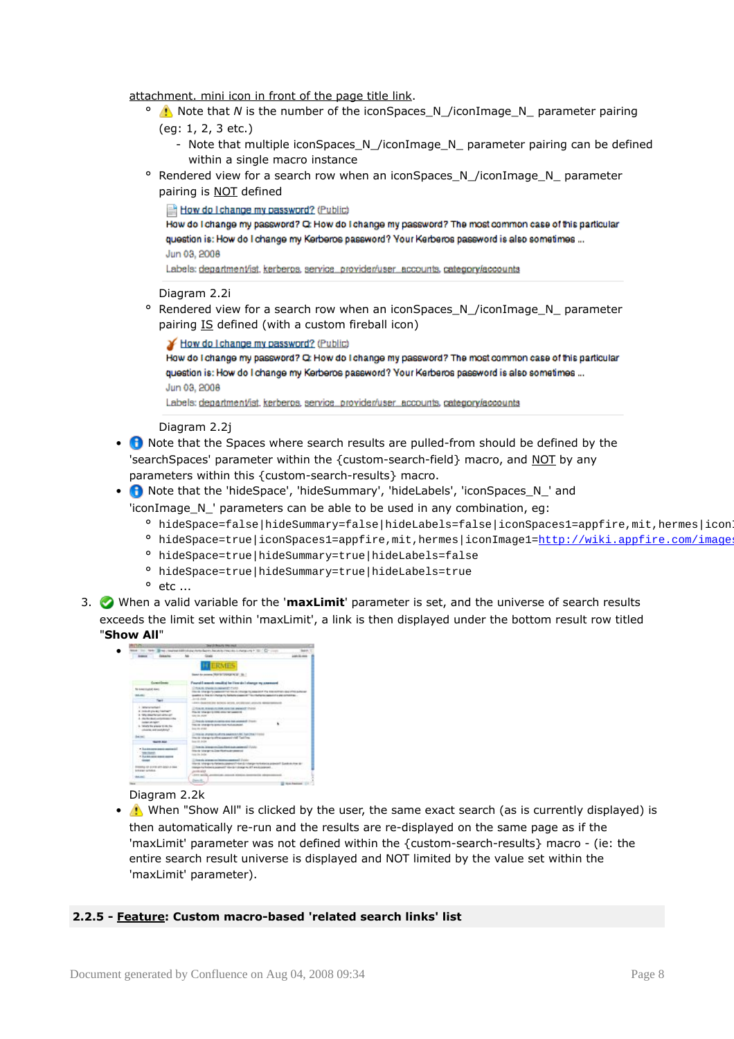attachment. mini icon in front of the page title link.

- ⚠ Note that *N* is the number of the iconSpaces_N_/iconImage_N_ parameter pairing (eg: 1, 2, 3 etc.)
    - Note that multiple iconSpaces_N_/iconImage_N_ parameter pairing can be defined within a single macro instance
- Rendered view for a search row when an iconSpaces_N_/iconImage_N_ parameter pairing is NOT defined

  How do I change my password? (Public)
  How do I change my password? Q: How do I change my password? The most common case of this particular question is: How do I change my Kerberos password? Your Kerberos password is also sometimes ...
  Jun 03, 2008
  Labels: departmentlist, kerberos, service_provider/user_accounts, categoryaccounts

  Diagram 2.2i
- Rendered view for a search row when an iconSpaces_N_/iconImage_N_ parameter pairing IS defined (with a custom fireball icon)

  How do I change my password? (Public)
  How do I change my password? Q: How do I change my password? The most common case of this particular question is: How do I change my Kerberos password? Your Kerberos password is also sometimes ...
  Jun 03, 2008
  Labels: departmentlist, kerberos, service_provider/user_accounts, categoryaccounts

  Diagram 2.2j

- ℹ Note that the Spaces where search results are pulled-from should be defined by the 'searchSpaces' parameter within the {custom-search-field} macro, and NOT by any parameters within this {custom-search-results} macro.
- ℹ Note that the 'hideSpace', 'hideSummary', 'hideLabels', 'iconSpaces_N_' and 'iconImage_N_' parameters can be able to be used in any combination, eg:
    - `hideSpace=false|hideSummary=false|hideLabels=false|iconSpaces1=appfire,mit,hermes|icon`
    - `hideSpace=true|iconSpaces1=appfire,mit,hermes|iconImage1=http://wiki.appfire.com/images`
    - `hideSpace=true|hideSummary=true|hideLabels=false`
    - `hideSpace=true|hideSummary=true|hideLabels=true`
    - etc ...

3. ✅ When a valid variable for the '**maxLimit**' parameter is set, and the universe of search results exceeds the limit set within 'maxLimit', a link is then displayed under the bottom result row titled "**Show All**"
    - 

   Diagram 2.2k
    - ⚠ When "Show All" is clicked by the user, the same exact search (as is currently displayed) is then automatically re-run and the results are re-displayed on the same page as if the 'maxLimit' parameter was not defined within the {custom-search-results} macro - (ie: the entire search result universe is displayed and NOT limited by the value set within the 'maxLimit' parameter).

### 2.2.5 - Feature: Custom macro-based 'related search links' list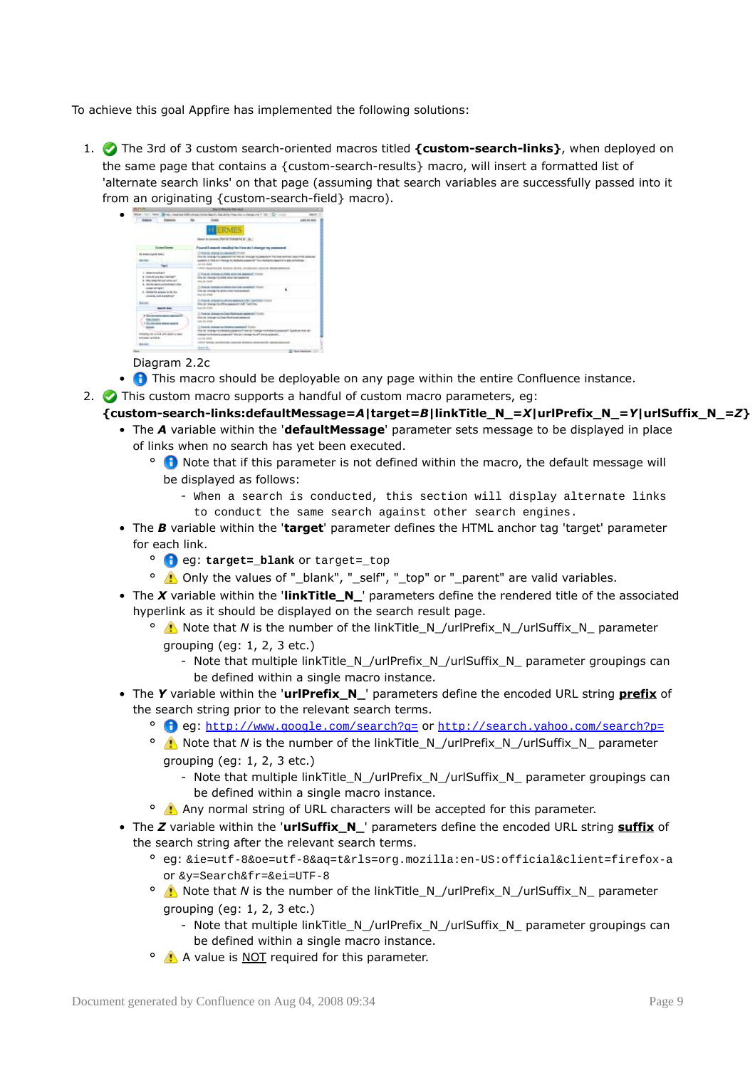To achieve this goal Appfire has implemented the following solutions:

1. ✅ The 3rd of 3 custom search-oriented macros titled **{custom-search-links}**, when deployed on the same page that contains a {custom-search-results} macro, will insert a formatted list of 'alternate search links' on that page (assuming that search variables are successfully passed into it from an originating {custom-search-field} macro).
   - Diagram 2.2c
   - ℹ️ This macro should be deployable on any page within the entire Confluence instance.
2. ✅ This custom macro supports a handful of custom macro parameters, eg: **{custom-search-links:defaultMessage=*A*|target=*B*|linkTitle_N_=*X*|urlPrefix_N_=*Y*|urlSuffix_N_=*Z*}**
   - The ***A*** variable within the '**defaultMessage**' parameter sets message to be displayed in place of links when no search has yet been executed.
     - ℹ️ Note that if this parameter is not defined within the macro, the default message will be displayed as follows:
       - `When a search is conducted, this section will display alternate links to conduct the same search against other search engines.`
   - The ***B*** variable within the '**target**' parameter defines the HTML anchor tag 'target' parameter for each link.
     - ℹ️ eg: **`target=_blank`** or `target=_top`
     - ⚠️ Only the values of "_blank", "_self", "_top" or "_parent" are valid variables.
   - The ***X*** variable within the '**linkTitle_N_**' parameters define the rendered title of the associated hyperlink as it should be displayed on the search result page.
     - ⚠️ Note that *N* is the number of the linkTitle_N_/urlPrefix_N_/urlSuffix_N_ parameter grouping (eg: 1, 2, 3 etc.)
       - Note that multiple linkTitle_N_/urlPrefix_N_/urlSuffix_N_ parameter groupings can be defined within a single macro instance.
   - The ***Y*** variable within the '**urlPrefix_N_**' parameters define the encoded URL string **prefix** of the search string prior to the relevant search terms.
     - ℹ️ eg: `http://www.google.com/search?q=` or `http://search.yahoo.com/search?p=`
     - ⚠️ Note that *N* is the number of the linkTitle_N_/urlPrefix_N_/urlSuffix_N_ parameter grouping (eg: 1, 2, 3 etc.)
       - Note that multiple linkTitle_N_/urlPrefix_N_/urlSuffix_N_ parameter groupings can be defined within a single macro instance.
     - ⚠️ Any normal string of URL characters will be accepted for this parameter.
   - The ***Z*** variable within the '**urlSuffix_N_**' parameters define the encoded URL string **suffix** of the search string after the relevant search terms.
     - eg: `&ie=utf-8&oe=utf-8&aq=t&rls=org.mozilla:en-US:official&client=firefox-a` or `&y=Search&fr=&ei=UTF-8`
     - ⚠️ Note that *N* is the number of the linkTitle_N_/urlPrefix_N_/urlSuffix_N_ parameter grouping (eg: 1, 2, 3 etc.)
       - Note that multiple linkTitle_N_/urlPrefix_N_/urlSuffix_N_ parameter groupings can be defined within a single macro instance.
     - ⚠️ A value is NOT required for this parameter.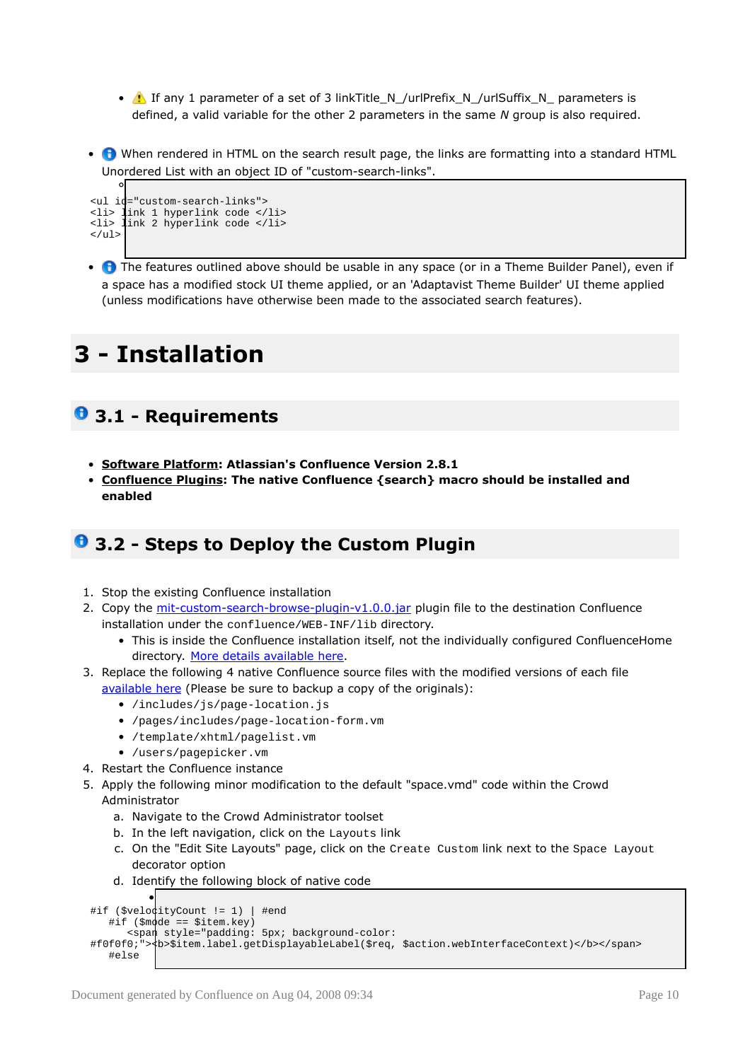- ⚠ If any 1 parameter of a set of 3 linkTitle_N_/urlPrefix_N_/urlSuffix_N_ parameters is defined, a valid variable for the other 2 parameters in the same *N* group is also required.

- ℹ When rendered in HTML on the search result page, the links are formatting into a standard HTML Unordered List with an object ID of "custom-search-links".

```
<ul id="custom-search-links">
<li> link 1 hyperlink code </li>
<li> link 2 hyperlink code </li>
</ul>
```

- ℹ The features outlined above should be usable in any space (or in a Theme Builder Panel), even if a space has a modified stock UI theme applied, or an 'Adaptavist Theme Builder' UI theme applied (unless modifications have otherwise been made to the associated search features).

# 3 - Installation

## 3.1 - Requirements

- **Software Platform: Atlassian's Confluence Version 2.8.1**
- **Confluence Plugins: The native Confluence {search} macro should be installed and enabled**

## 3.2 - Steps to Deploy the Custom Plugin

1. Stop the existing Confluence installation
2. Copy the mit-custom-search-browse-plugin-v1.0.0.jar plugin file to the destination Confluence installation under the `confluence/WEB-INF/lib` directory.
   - This is inside the Confluence installation itself, not the individually configured ConfluenceHome directory. More details available here.
3. Replace the following 4 native Confluence source files with the modified versions of each file available here (Please be sure to backup a copy of the originals):
   - `/includes/js/page-location.js`
   - `/pages/includes/page-location-form.vm`
   - `/template/xhtml/pagelist.vm`
   - `/users/pagepicker.vm`
4. Restart the Confluence instance
5. Apply the following minor modification to the default "space.vmd" code within the Crowd Administrator
   a. Navigate to the Crowd Administrator toolset
   b. In the left navigation, click on the `Layouts` link
   c. On the "Edit Site Layouts" page, click on the `Create Custom` link next to the `Space Layout` decorator option
   d. Identify the following block of native code

```
#if ($velocityCount != 1) | #end
    #if ($mode == $item.key)
        <span style="padding: 5px; background-color:
#f0f0f0;"><b>$item.label.getDisplayableLabel($req, $action.webInterfaceContext)</b></span>
    #else
```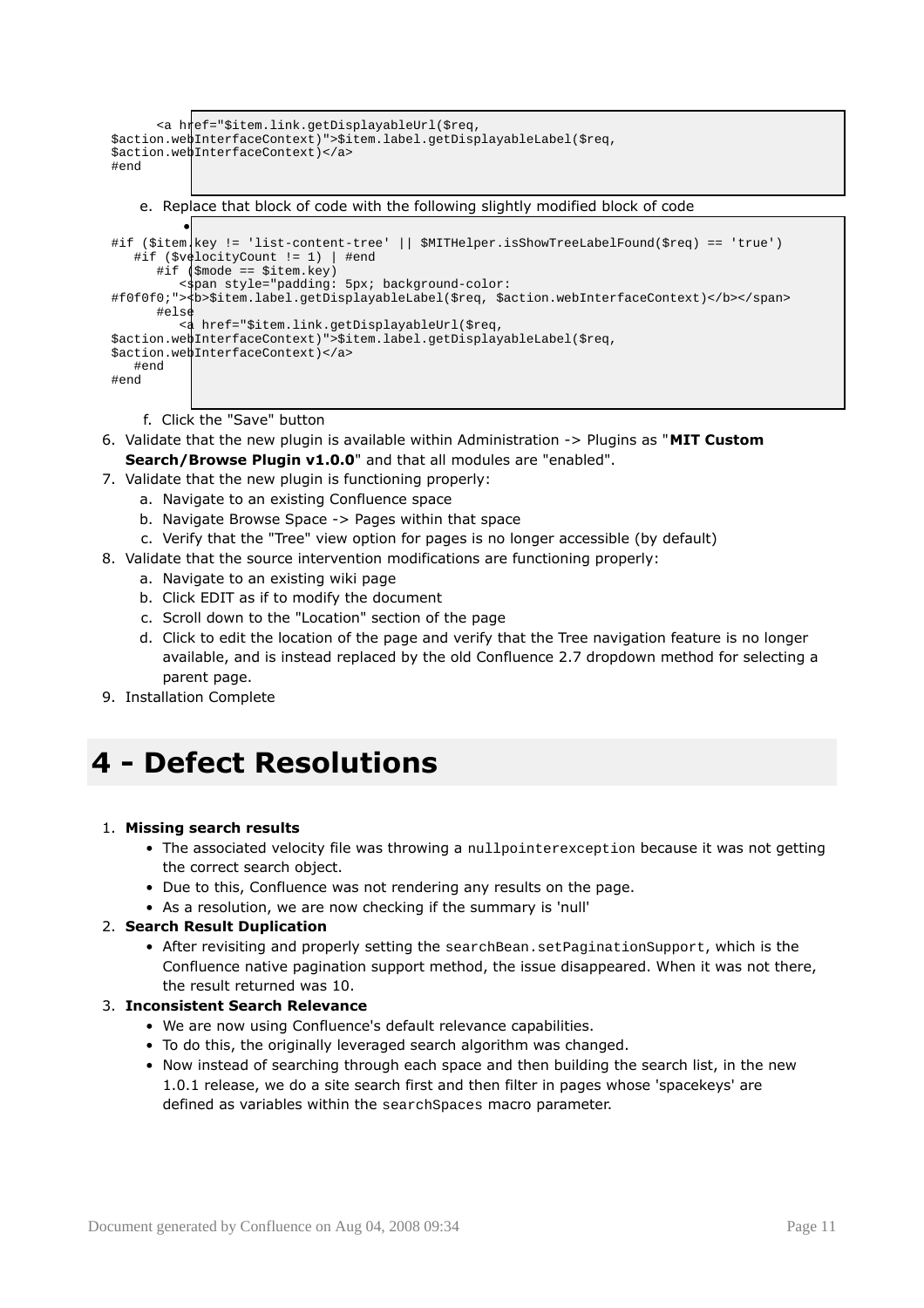```
      <a href="$item.link.getDisplayableUrl($req,
$action.webInterfaceContext)">$item.label.getDisplayableLabel($req,
$action.webInterfaceContext)</a>
#end
```

e. Replace that block of code with the following slightly modified block of code

•

```
#if ($item.key != 'list-content-tree' || $MITHelper.isShowTreeLabelFound($req) == 'true')
   #if ($velocityCount != 1) | #end
      #if ($mode == $item.key)
         <span style="padding: 5px; background-color:
#f0f0f0;"><b>$item.label.getDisplayableLabel($req, $action.webInterfaceContext)</b></span>
      #else
         <a href="$item.link.getDisplayableUrl($req,
$action.webInterfaceContext)">$item.label.getDisplayableLabel($req,
$action.webInterfaceContext)</a>
   #end
#end
```

f. Click the "Save" button

6. Validate that the new plugin is available within Administration -> Plugins as "**MIT Custom Search/Browse Plugin v1.0.0**" and that all modules are "enabled".
7. Validate that the new plugin is functioning properly:
   a. Navigate to an existing Confluence space
   b. Navigate Browse Space -> Pages within that space
   c. Verify that the "Tree" view option for pages is no longer accessible (by default)
8. Validate that the source intervention modifications are functioning properly:
   a. Navigate to an existing wiki page
   b. Click EDIT as if to modify the document
   c. Scroll down to the "Location" section of the page
   d. Click to edit the location of the page and verify that the Tree navigation feature is no longer available, and is instead replaced by the old Confluence 2.7 dropdown method for selecting a parent page.
9. Installation Complete

# 4 - Defect Resolutions

1. **Missing search results**
   - The associated velocity file was throwing a `nullpointerexception` because it was not getting the correct search object.
   - Due to this, Confluence was not rendering any results on the page.
   - As a resolution, we are now checking if the summary is 'null'
2. **Search Result Duplication**
   - After revisiting and properly setting the `searchBean.setPaginationSupport`, which is the Confluence native pagination support method, the issue disappeared. When it was not there, the result returned was 10.
3. **Inconsistent Search Relevance**
   - We are now using Confluence's default relevance capabilities.
   - To do this, the originally leveraged search algorithm was changed.
   - Now instead of searching through each space and then building the search list, in the new 1.0.1 release, we do a site search first and then filter in pages whose 'spacekeys' are defined as variables within the `searchSpaces` macro parameter.